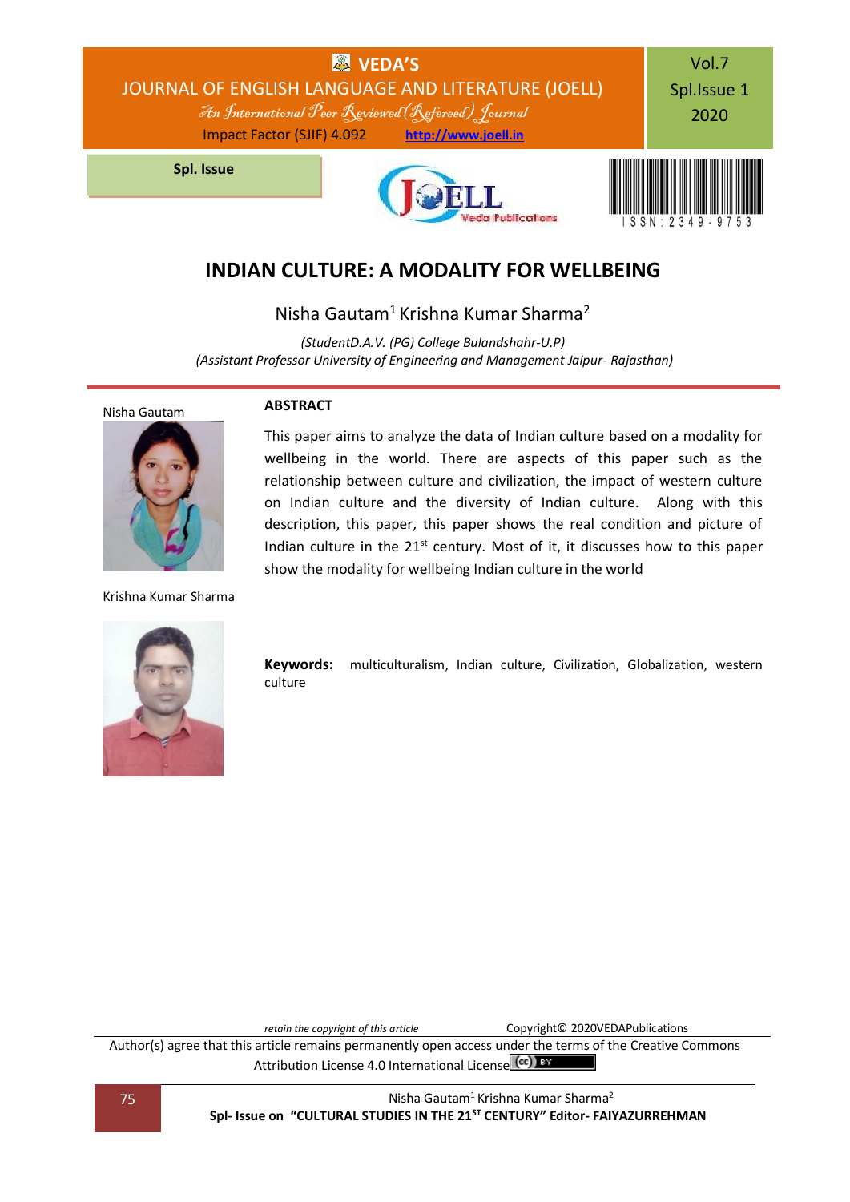# INDIAN CULTURE: A MODALITY FOR WELLBEING

Nisha Gautam[1] Krishna Kumar Sharma[2]

*(StudentD.A.V. (PG) College Bulandshahr-U.P)*
*(Assistant Professor University of Engineering and Management Jaipur- Rajasthan)*

Nisha Gautam

Krishna Kumar Sharma

## ABSTRACT

This paper aims to analyze the data of Indian culture based on a modality for wellbeing in the world. There are aspects of this paper such as the relationship between culture and civilization, the impact of western culture on Indian culture and the diversity of Indian culture. Along with this description, this paper, this paper shows the real condition and picture of Indian culture in the 21st century. Most of it, it discusses how to this paper show the modality for wellbeing Indian culture in the world

**Keywords:** multiculturalism, Indian culture, Civilization, Globalization, western culture

*retain the copyright of this article* Copyright© 2020VEDAPublications

Author(s) agree that this article remains permanently open access under the terms of the Creative Commons Attribution License 4.0 International License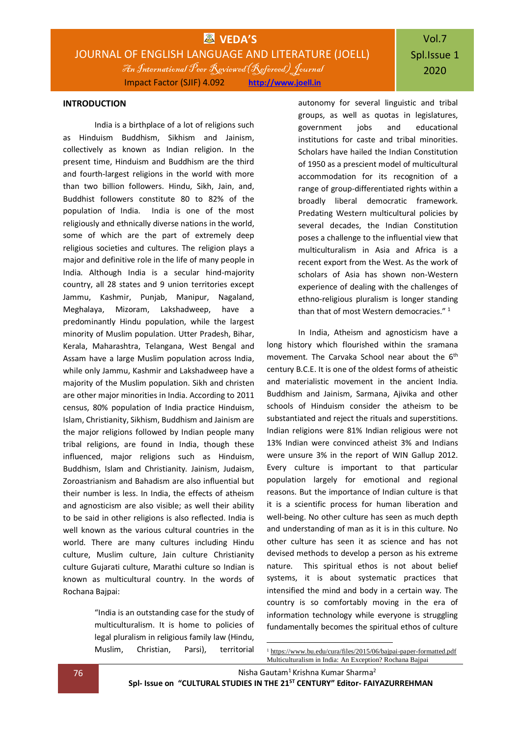## INTRODUCTION

India is a birthplace of a lot of religions such as Hinduism Buddhism, Sikhism and Jainism, collectively as known as Indian religion. In the present time, Hinduism and Buddhism are the third and fourth-largest religions in the world with more than two billion followers. Hindu, Sikh, Jain, and, Buddhist followers constitute 80 to 82% of the population of India. India is one of the most religiously and ethnically diverse nations in the world, some of which are the part of extremely deep religious societies and cultures. The religion plays a major and definitive role in the life of many people in India. Although India is a secular hind-majority country, all 28 states and 9 union territories except Jammu, Kashmir, Punjab, Manipur, Nagaland, Meghalaya, Mizoram, Lakshadweep, have a predominantly Hindu population, while the largest minority of Muslim population. Utter Pradesh, Bihar, Kerala, Maharashtra, Telangana, West Bengal and Assam have a large Muslim population across India, while only Jammu, Kashmir and Lakshadweep have a majority of the Muslim population. Sikh and christen are other major minorities in India. According to 2011 census, 80% population of India practice Hinduism, Islam, Christianity, Sikhism, Buddhism and Jainism are the major religions followed by Indian people many tribal religions, are found in India, though these influenced, major religions such as Hinduism, Buddhism, Islam and Christianity. Jainism, Judaism, Zoroastrianism and Bahadism are also influential but their number is less. In India, the effects of atheism and agnosticism are also visible; as well their ability to be said in other religions is also reflected. India is well known as the various cultural countries in the world. There are many cultures including Hindu culture, Muslim culture, Jain culture Christianity culture Gujarati culture, Marathi culture so Indian is known as multicultural country. In the words of Rochana Bajpai:

> "India is an outstanding case for the study of multiculturalism. It is home to policies of legal pluralism in religious family law (Hindu, Muslim, Christian, Parsi), territorial autonomy for several linguistic and tribal groups, as well as quotas in legislatures, government jobs and educational institutions for caste and tribal minorities. Scholars have hailed the Indian Constitution of 1950 as a prescient model of multicultural accommodation for its recognition of a range of group-differentiated rights within a broadly liberal democratic framework. Predating Western multicultural policies by several decades, the Indian Constitution poses a challenge to the influential view that multiculturalism in Asia and Africa is a recent export from the West. As the work of scholars of Asia has shown non-Western experience of dealing with the challenges of ethno-religious pluralism is longer standing than that of most Western democracies." [1]

In India, Atheism and agnosticism have a long history which flourished within the sramana movement. The Carvaka School near about the 6th century B.C.E. It is one of the oldest forms of atheistic and materialistic movement in the ancient India. Buddhism and Jainism, Sarmana, Ajivika and other schools of Hinduism consider the atheism to be substantiated and reject the rituals and superstitions. Indian religions were 81% Indian religious were not 13% Indian were convinced atheist 3% and Indians were unsure 3% in the report of WIN Gallup 2012. Every culture is important to that particular population largely for emotional and regional reasons. But the importance of Indian culture is that it is a scientific process for human liberation and well-being. No other culture has seen as much depth and understanding of man as it is in this culture. No other culture has seen it as science and has not devised methods to develop a person as his extreme nature. This spiritual ethos is not about belief systems, it is about systematic practices that intensified the mind and body in a certain way. The country is so comfortably moving in the era of information technology while everyone is struggling fundamentally becomes the spiritual ethos of culture

[1] https://www.bu.edu/cura/files/2015/06/bajpai-paper-formatted.pdf Multiculturalism in India: An Exception? Rochana Bajpai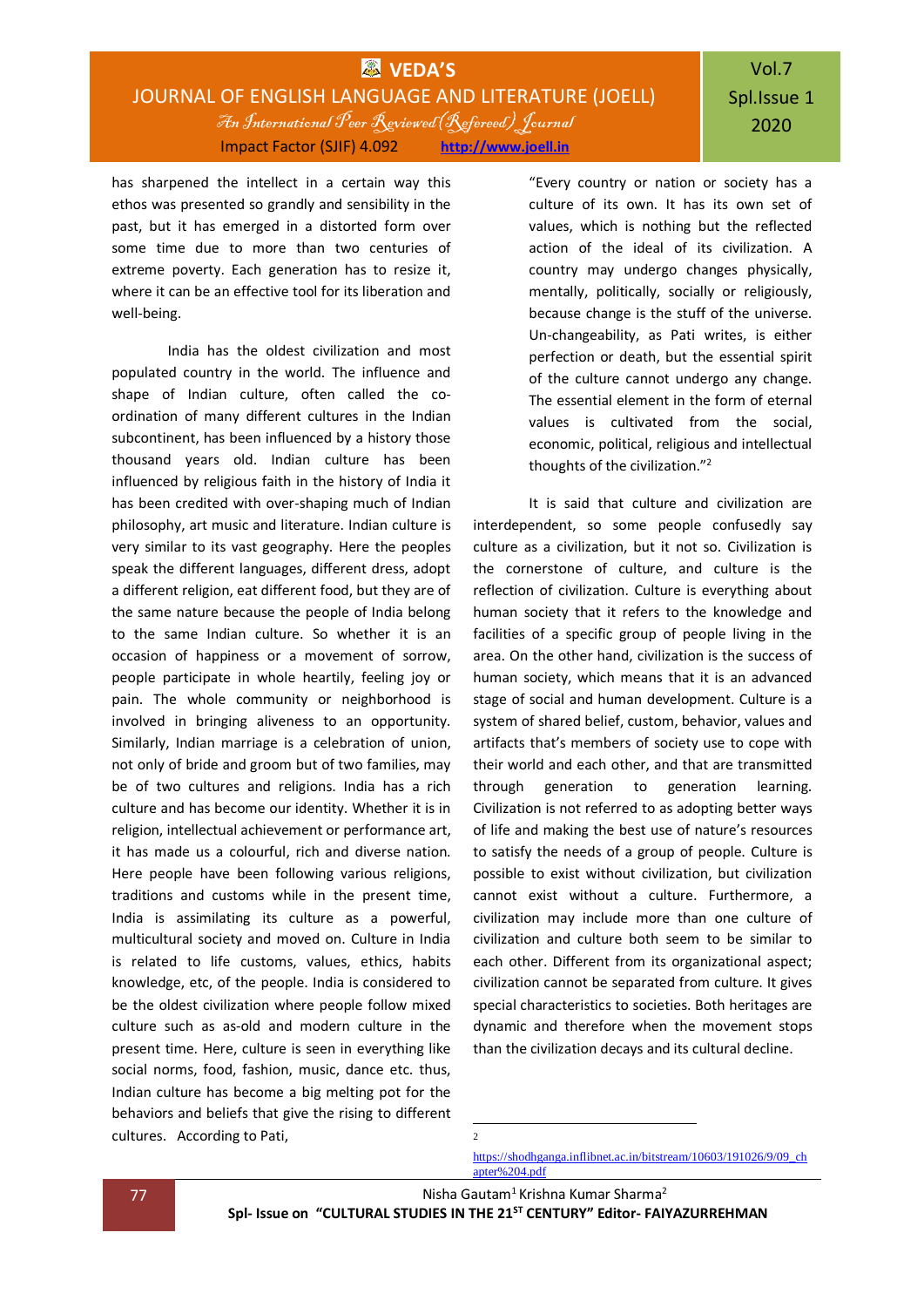has sharpened the intellect in a certain way this ethos was presented so grandly and sensibility in the past, but it has emerged in a distorted form over some time due to more than two centuries of extreme poverty. Each generation has to resize it, where it can be an effective tool for its liberation and well-being.

India has the oldest civilization and most populated country in the world. The influence and shape of Indian culture, often called the co-ordination of many different cultures in the Indian subcontinent, has been influenced by a history those thousand years old. Indian culture has been influenced by religious faith in the history of India it has been credited with over-shaping much of Indian philosophy, art music and literature. Indian culture is very similar to its vast geography. Here the peoples speak the different languages, different dress, adopt a different religion, eat different food, but they are of the same nature because the people of India belong to the same Indian culture. So whether it is an occasion of happiness or a movement of sorrow, people participate in whole heartily, feeling joy or pain. The whole community or neighborhood is involved in bringing aliveness to an opportunity. Similarly, Indian marriage is a celebration of union, not only of bride and groom but of two families, may be of two cultures and religions. India has a rich culture and has become our identity. Whether it is in religion, intellectual achievement or performance art, it has made us a colourful, rich and diverse nation. Here people have been following various religions, traditions and customs while in the present time, India is assimilating its culture as a powerful, multicultural society and moved on. Culture in India is related to life customs, values, ethics, habits knowledge, etc, of the people. India is considered to be the oldest civilization where people follow mixed culture such as as-old and modern culture in the present time. Here, culture is seen in everything like social norms, food, fashion, music, dance etc. thus, Indian culture has become a big melting pot for the behaviors and beliefs that give the rising to different cultures. According to Pati,

> "Every country or nation or society has a culture of its own. It has its own set of values, which is nothing but the reflected action of the ideal of its civilization. A country may undergo changes physically, mentally, politically, socially or religiously, because change is the stuff of the universe. Un-changeability, as Pati writes, is either perfection or death, but the essential spirit of the culture cannot undergo any change. The essential element in the form of eternal values is cultivated from the social, economic, political, religious and intellectual thoughts of the civilization."[2]

It is said that culture and civilization are interdependent, so some people confusedly say culture as a civilization, but it not so. Civilization is the cornerstone of culture, and culture is the reflection of civilization. Culture is everything about human society that it refers to the knowledge and facilities of a specific group of people living in the area. On the other hand, civilization is the success of human society, which means that it is an advanced stage of social and human development. Culture is a system of shared belief, custom, behavior, values and artifacts that's members of society use to cope with their world and each other, and that are transmitted through generation to generation learning. Civilization is not referred to as adopting better ways of life and making the best use of nature's resources to satisfy the needs of a group of people. Culture is possible to exist without civilization, but civilization cannot exist without a culture. Furthermore, a civilization may include more than one culture of civilization and culture both seem to be similar to each other. Different from its organizational aspect; civilization cannot be separated from culture. It gives special characteristics to societies. Both heritages are dynamic and therefore when the movement stops than the civilization decays and its cultural decline.

---

[2] https://shodhganga.inflibnet.ac.in/bitstream/10603/191026/9/09_chapter%204.pdf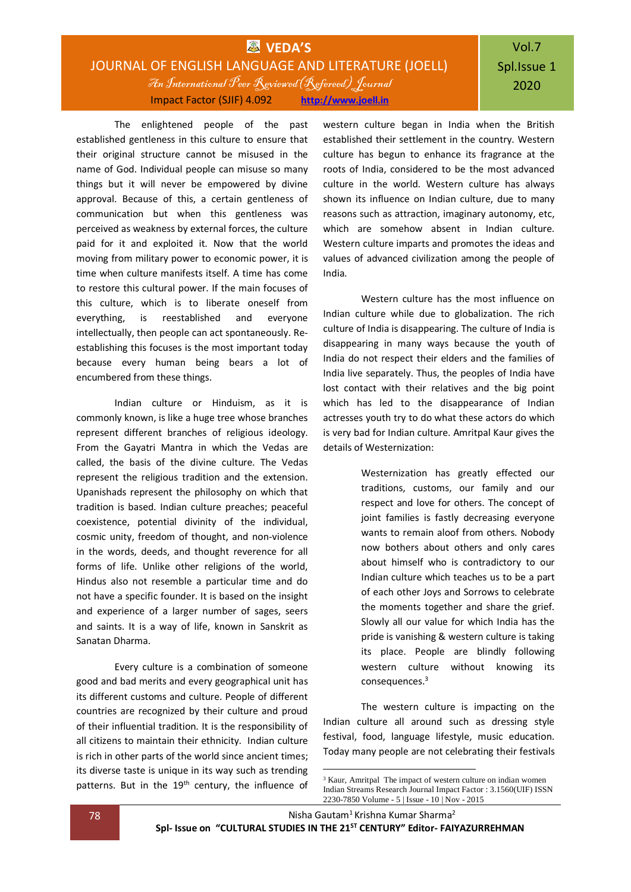The enlightened people of the past established gentleness in this culture to ensure that their original structure cannot be misused in the name of God. Individual people can misuse so many things but it will never be empowered by divine approval. Because of this, a certain gentleness of communication but when this gentleness was perceived as weakness by external forces, the culture paid for it and exploited it. Now that the world moving from military power to economic power, it is time when culture manifests itself. A time has come to restore this cultural power. If the main focuses of this culture, which is to liberate oneself from everything, is reestablished and everyone intellectually, then people can act spontaneously. Re-establishing this focuses is the most important today because every human being bears a lot of encumbered from these things.

Indian culture or Hinduism, as it is commonly known, is like a huge tree whose branches represent different branches of religious ideology. From the Gayatri Mantra in which the Vedas are called, the basis of the divine culture. The Vedas represent the religious tradition and the extension. Upanishads represent the philosophy on which that tradition is based. Indian culture preaches; peaceful coexistence, potential divinity of the individual, cosmic unity, freedom of thought, and non-violence in the words, deeds, and thought reverence for all forms of life. Unlike other religions of the world, Hindus also not resemble a particular time and do not have a specific founder. It is based on the insight and experience of a larger number of sages, seers and saints. It is a way of life, known in Sanskrit as Sanatan Dharma.

Every culture is a combination of someone good and bad merits and every geographical unit has its different customs and culture. People of different countries are recognized by their culture and proud of their influential tradition. It is the responsibility of all citizens to maintain their ethnicity. Indian culture is rich in other parts of the world since ancient times; its diverse taste is unique in its way such as trending patterns. But in the 19th century, the influence of western culture began in India when the British established their settlement in the country. Western culture has begun to enhance its fragrance at the roots of India, considered to be the most advanced culture in the world. Western culture has always shown its influence on Indian culture, due to many reasons such as attraction, imaginary autonomy, etc, which are somehow absent in Indian culture. Western culture imparts and promotes the ideas and values of advanced civilization among the people of India.

Western culture has the most influence on Indian culture while due to globalization. The rich culture of India is disappearing. The culture of India is disappearing in many ways because the youth of India do not respect their elders and the families of India live separately. Thus, the peoples of India have lost contact with their relatives and the big point which has led to the disappearance of Indian actresses youth try to do what these actors do which is very bad for Indian culture. Amritpal Kaur gives the details of Westernization:

> Westernization has greatly effected our traditions, customs, our family and our respect and love for others. The concept of joint families is fastly decreasing everyone wants to remain aloof from others. Nobody now bothers about others and only cares about himself who is contradictory to our Indian culture which teaches us to be a part of each other Joys and Sorrows to celebrate the moments together and share the grief. Slowly all our value for which India has the pride is vanishing & western culture is taking its place. People are blindly following western culture without knowing its consequences.[3]

The western culture is impacting on the Indian culture all around such as dressing style festival, food, language lifestyle, music education. Today many people are not celebrating their festivals

---

[3] Kaur, Amritpal The impact of western culture on indian women Indian Streams Research Journal Impact Factor : 3.1560(UIF) ISSN 2230-7850 Volume - 5 | Issue - 10 | Nov - 2015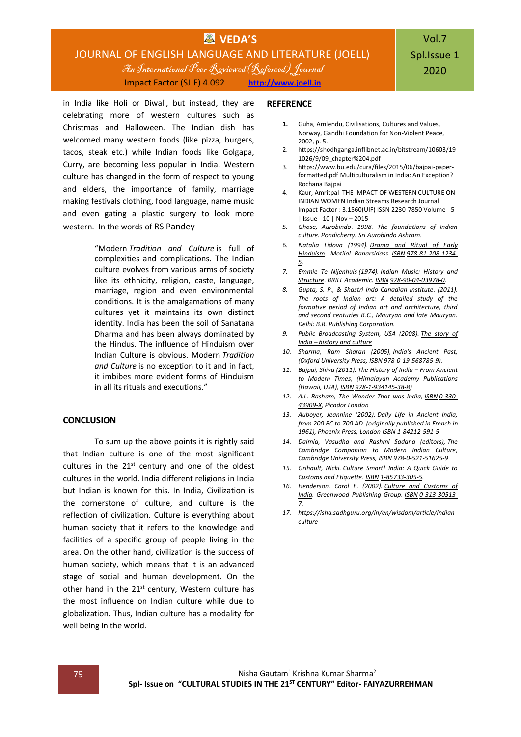in India like Holi or Diwali, but instead, they are celebrating more of western cultures such as Christmas and Halloween. The Indian dish has welcomed many western foods (like pizza, burgers, tacos, steak etc.) while Indian foods like Golgapa, Curry, are becoming less popular in India. Western culture has changed in the form of respect to young and elders, the importance of family, marriage making festivals clothing, food language, name music and even gating a plastic surgery to look more western. In the words of RS Pandey

> "Modern *Tradition and Culture* is full of complexities and complications. The Indian culture evolves from various arms of society like its ethnicity, religion, caste, language, marriage, region and even environmental conditions. It is the amalgamations of many cultures yet it maintains its own distinct identity. India has been the soil of Sanatana Dharma and has been always dominated by the Hindus. The influence of Hinduism over Indian Culture is obvious. Modern *Tradition and Culture* is no exception to it and in fact, it imbibes more evident forms of Hinduism in all its rituals and executions."

## CONCLUSION

To sum up the above points it is rightly said that Indian culture is one of the most significant cultures in the 21st century and one of the oldest cultures in the world. India different religions in India but Indian is known for this. In India, Civilization is the cornerstone of culture, and culture is the reflection of civilization. Culture is everything about human society that it refers to the knowledge and facilities of a specific group of people living in the area. On the other hand, civilization is the success of human society, which means that it is an advanced stage of social and human development. On the other hand in the 21st century, Western culture has the most influence on Indian culture while due to globalization. Thus, Indian culture has a modality for well being in the world.

## REFERENCE

1. Guha, Amlendu, Civilisations, Cultures and Values, Norway, Gandhi Foundation for Non-Violent Peace, 2002, p. 5.
2. https://shodhganga.inflibnet.ac.in/bitstream/10603/191026/9/09_chapter%204.pdf
3. https://www.bu.edu/cura/files/2015/06/bajpai-paper-formatted.pdf Multiculturalism in India: An Exception? Rochana Bajpai
4. Kaur, Amritpal THE IMPACT OF WESTERN CULTURE ON INDIAN WOMEN Indian Streams Research Journal Impact Factor : 3.1560(UIF) ISSN 2230-7850 Volume - 5 | Issue - 10 | Nov – 2015
5. *Ghose, Aurobindo. 1998. The foundations of Indian culture. Pondicherry: Sri Aurobindo Ashram.*
6. *Natalia Lidova (1994). Drama and Ritual of Early Hinduism. Motilal Banarsidass. ISBN 978-81-208-1234-5.*
7. *Emmie Te Nijenhuis (1974). Indian Music: History and Structure. BRILL Academic. ISBN 978-90-04-03978-0.*
8. *Gupta, S. P., & Shastri Indo-Canadian Institute. (2011). The roots of Indian art: A detailed study of the formative period of Indian art and architecture, third and second centuries B.C., Mauryan and late Mauryan. Delhi: B.R. Publishing Corporation.*
9. *Public Broadcasting System, USA (2008). The story of India – history and culture*
10. *Sharma, Ram Sharan (2005), India's Ancient Past, (Oxford University Press, ISBN 978-0-19-568785-9).*
11. *Bajpai, Shiva (2011). The History of India – From Ancient to Modern Times, (Himalayan Academy Publications (Hawaii, USA), ISBN 978-1-934145-38-8)*
12. *A.L. Basham, The Wonder That was India, ISBN 0-330-43909-X, Picador London*
13. *Auboyer, Jeannine (2002). Daily Life in Ancient India, from 200 BC to 700 AD. (originally published in French in 1961), Phoenix Press, London ISBN 1-84212-591-5*
14. *Dalmia, Vasudha and Rashmi Sadana (editors), The Cambridge Companion to Modern Indian Culture, Cambridge University Press, ISBN 978-0-521-51625-9*
15. *Grihault, Nicki. Culture Smart! India: A Quick Guide to Customs and Etiquette. ISBN 1-85733-305-5.*
16. *Henderson, Carol E. (2002). Culture and Customs of India. Greenwood Publishing Group. ISBN 0-313-30513-7.*
17. *https://isha.sadhguru.org/in/en/wisdom/article/indian-culture*